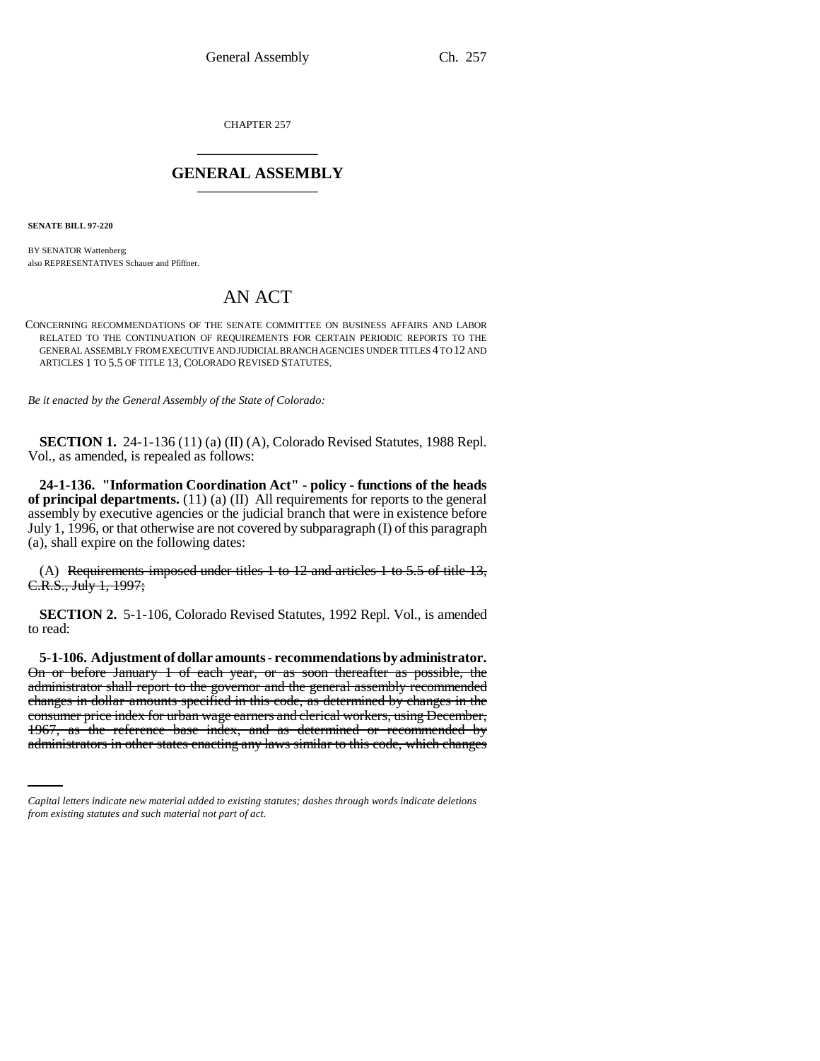CHAPTER 257

## GENERAL ASSEMBLY

**SENATE BILL 97-220**

BY SENATOR Wattenberg;
also REPRESENTATIVES Schauer and Pfiffner.

# AN ACT

CONCERNING RECOMMENDATIONS OF THE SENATE COMMITTEE ON BUSINESS AFFAIRS AND LABOR RELATED TO THE CONTINUATION OF REQUIREMENTS FOR CERTAIN PERIODIC REPORTS TO THE GENERAL ASSEMBLY FROM EXECUTIVE AND JUDICIAL BRANCH AGENCIES UNDER TITLES 4 TO 12 AND ARTICLES 1 TO 5.5 OF TITLE 13, COLORADO REVISED STATUTES.

*Be it enacted by the General Assembly of the State of Colorado:*

**SECTION 1.** 24-1-136 (11) (a) (II) (A), Colorado Revised Statutes, 1988 Repl. Vol., as amended, is repealed as follows:

**24-1-136. "Information Coordination Act" - policy - functions of the heads of principal departments.** (11) (a) (II) All requirements for reports to the general assembly by executive agencies or the judicial branch that were in existence before July 1, 1996, or that otherwise are not covered by subparagraph (I) of this paragraph (a), shall expire on the following dates:

(A) ~~Requirements imposed under titles 1 to 12 and articles 1 to 5.5 of title 13, C.R.S., July 1, 1997;~~

**SECTION 2.** 5-1-106, Colorado Revised Statutes, 1992 Repl. Vol., is amended to read:

**5-1-106. Adjustment of dollar amounts - recommendations by administrator.** ~~On or before January 1 of each year, or as soon thereafter as possible, the administrator shall report to the governor and the general assembly recommended changes in dollar amounts specified in this code, as determined by changes in the consumer price index for urban wage earners and clerical workers, using December, 1967, as the reference base index, and as determined or recommended by administrators in other states enacting any laws similar to this code, which changes~~

*Capital letters indicate new material added to existing statutes; dashes through words indicate deletions from existing statutes and such material not part of act.*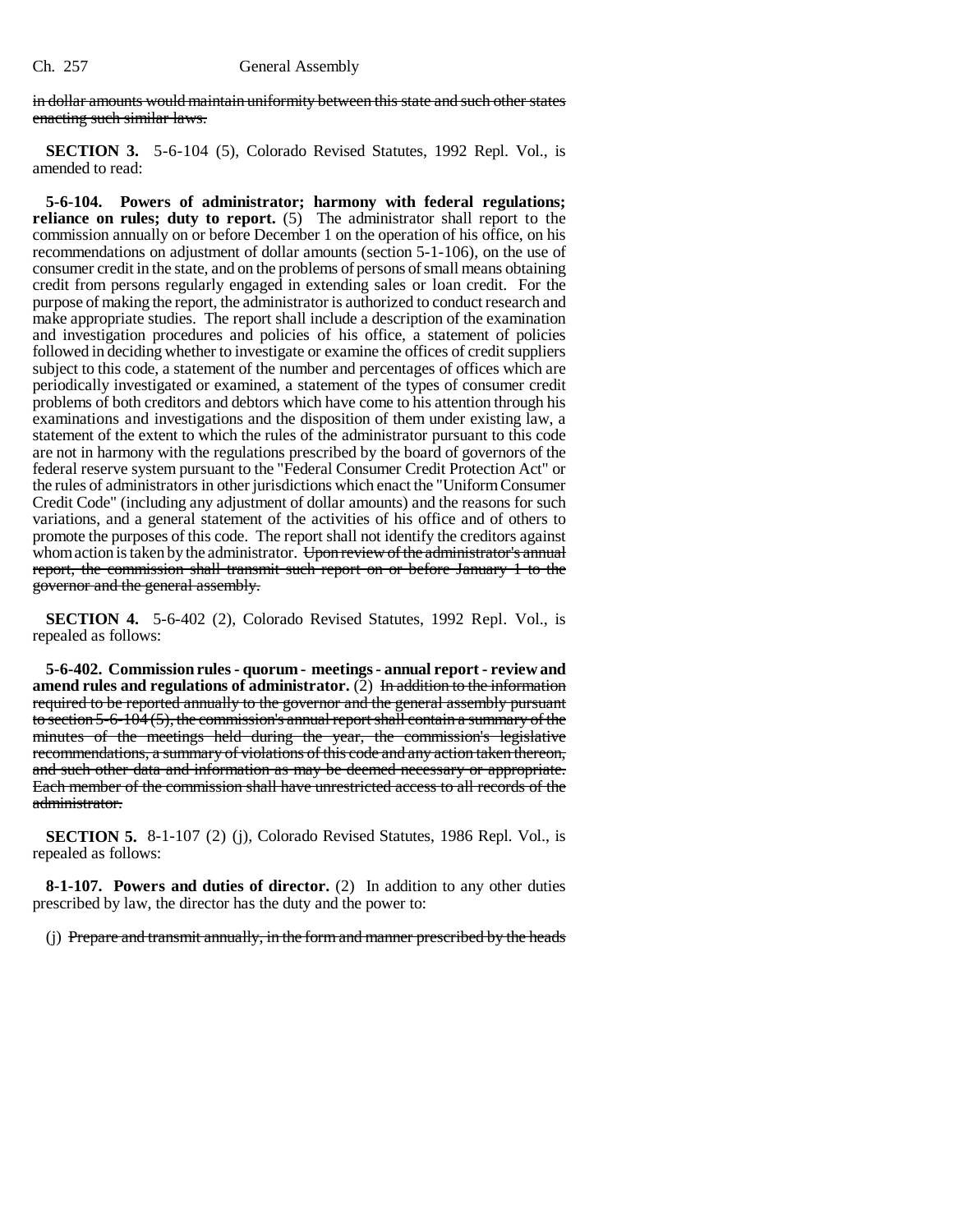~~in dollar amounts would maintain uniformity between this state and such other states enacting such similar laws.~~

**SECTION 3.** 5-6-104 (5), Colorado Revised Statutes, 1992 Repl. Vol., is amended to read:

**5-6-104. Powers of administrator; harmony with federal regulations; reliance on rules; duty to report.** (5) The administrator shall report to the commission annually on or before December 1 on the operation of his office, on his recommendations on adjustment of dollar amounts (section 5-1-106), on the use of consumer credit in the state, and on the problems of persons of small means obtaining credit from persons regularly engaged in extending sales or loan credit. For the purpose of making the report, the administrator is authorized to conduct research and make appropriate studies. The report shall include a description of the examination and investigation procedures and policies of his office, a statement of policies followed in deciding whether to investigate or examine the offices of credit suppliers subject to this code, a statement of the number and percentages of offices which are periodically investigated or examined, a statement of the types of consumer credit problems of both creditors and debtors which have come to his attention through his examinations and investigations and the disposition of them under existing law, a statement of the extent to which the rules of the administrator pursuant to this code are not in harmony with the regulations prescribed by the board of governors of the federal reserve system pursuant to the "Federal Consumer Credit Protection Act" or the rules of administrators in other jurisdictions which enact the "Uniform Consumer Credit Code" (including any adjustment of dollar amounts) and the reasons for such variations, and a general statement of the activities of his office and of others to promote the purposes of this code. The report shall not identify the creditors against whom action is taken by the administrator. ~~Upon review of the administrator's annual report, the commission shall transmit such report on or before January 1 to the governor and the general assembly.~~

**SECTION 4.** 5-6-402 (2), Colorado Revised Statutes, 1992 Repl. Vol., is repealed as follows:

**5-6-402. Commission rules - quorum - meetings - annual report - review and amend rules and regulations of administrator.** (2) ~~In addition to the information required to be reported annually to the governor and the general assembly pursuant to section 5-6-104 (5), the commission's annual report shall contain a summary of the minutes of the meetings held during the year, the commission's legislative recommendations, a summary of violations of this code and any action taken thereon, and such other data and information as may be deemed necessary or appropriate. Each member of the commission shall have unrestricted access to all records of the administrator.~~

**SECTION 5.** 8-1-107 (2) (j), Colorado Revised Statutes, 1986 Repl. Vol., is repealed as follows:

**8-1-107. Powers and duties of director.** (2) In addition to any other duties prescribed by law, the director has the duty and the power to:

(j) ~~Prepare and transmit annually, in the form and manner prescribed by the heads~~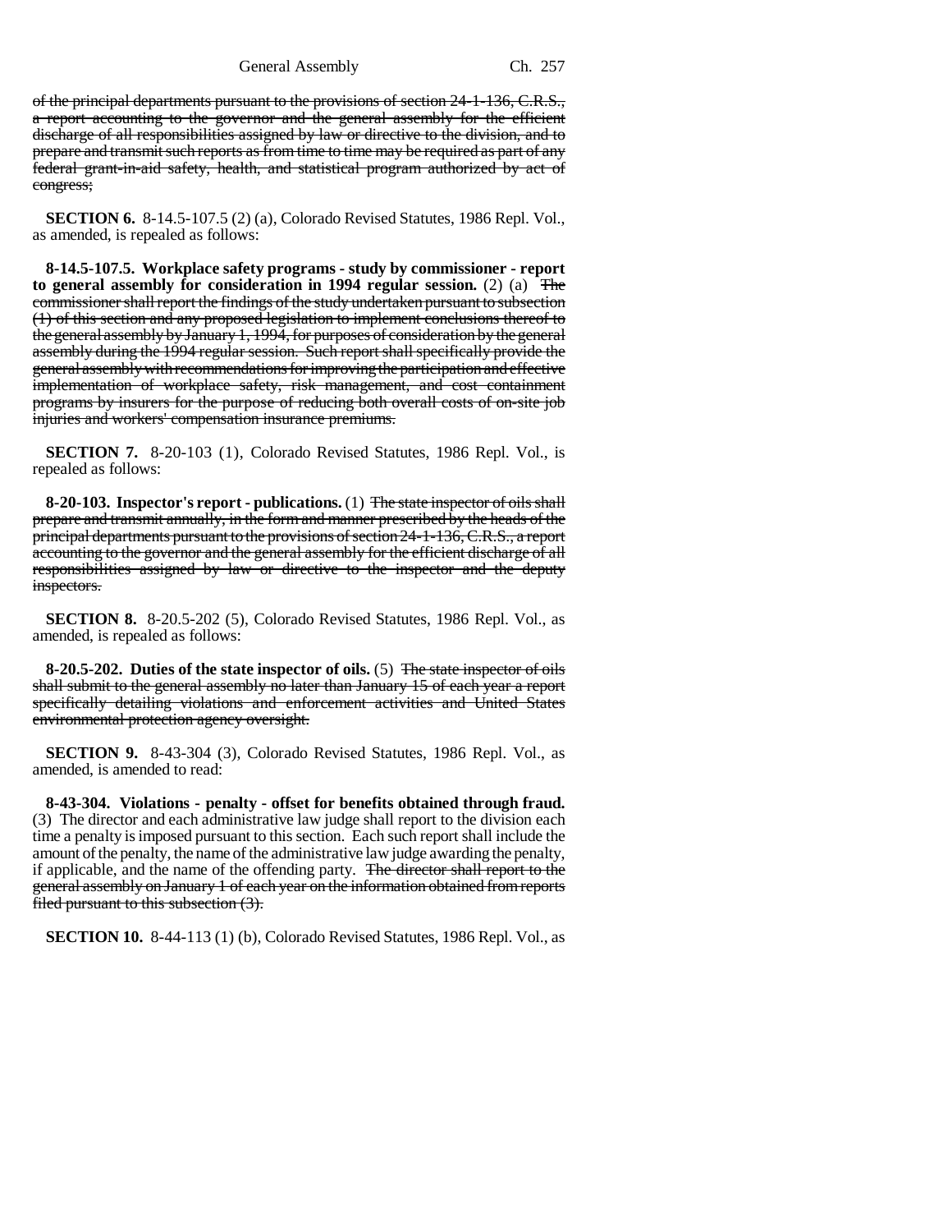of the principal departments pursuant to the provisions of section 24-1-136, C.R.S., a report accounting to the governor and the general assembly for the efficient discharge of all responsibilities assigned by law or directive to the division, and to prepare and transmit such reports as from time to time may be required as part of any federal grant-in-aid safety, health, and statistical program authorized by act of congress;

**SECTION 6.** 8-14.5-107.5 (2) (a), Colorado Revised Statutes, 1986 Repl. Vol., as amended, is repealed as follows:

**8-14.5-107.5. Workplace safety programs - study by commissioner - report to general assembly for consideration in 1994 regular session.** (2) (a) The commissioner shall report the findings of the study undertaken pursuant to subsection (1) of this section and any proposed legislation to implement conclusions thereof to the general assembly by January 1, 1994, for purposes of consideration by the general assembly during the 1994 regular session. Such report shall specifically provide the general assembly with recommendations for improving the participation and effective implementation of workplace safety, risk management, and cost containment programs by insurers for the purpose of reducing both overall costs of on-site job injuries and workers' compensation insurance premiums.

**SECTION 7.** 8-20-103 (1), Colorado Revised Statutes, 1986 Repl. Vol., is repealed as follows:

**8-20-103. Inspector's report - publications.** (1) The state inspector of oils shall prepare and transmit annually, in the form and manner prescribed by the heads of the principal departments pursuant to the provisions of section 24-1-136, C.R.S., a report accounting to the governor and the general assembly for the efficient discharge of all responsibilities assigned by law or directive to the inspector and the deputy inspectors.

**SECTION 8.** 8-20.5-202 (5), Colorado Revised Statutes, 1986 Repl. Vol., as amended, is repealed as follows:

**8-20.5-202. Duties of the state inspector of oils.** (5) The state inspector of oils shall submit to the general assembly no later than January 15 of each year a report specifically detailing violations and enforcement activities and United States environmental protection agency oversight.

**SECTION 9.** 8-43-304 (3), Colorado Revised Statutes, 1986 Repl. Vol., as amended, is amended to read:

**8-43-304. Violations - penalty - offset for benefits obtained through fraud.** (3) The director and each administrative law judge shall report to the division each time a penalty is imposed pursuant to this section. Each such report shall include the amount of the penalty, the name of the administrative law judge awarding the penalty, if applicable, and the name of the offending party. The director shall report to the general assembly on January 1 of each year on the information obtained from reports filed pursuant to this subsection (3).

**SECTION 10.** 8-44-113 (1) (b), Colorado Revised Statutes, 1986 Repl. Vol., as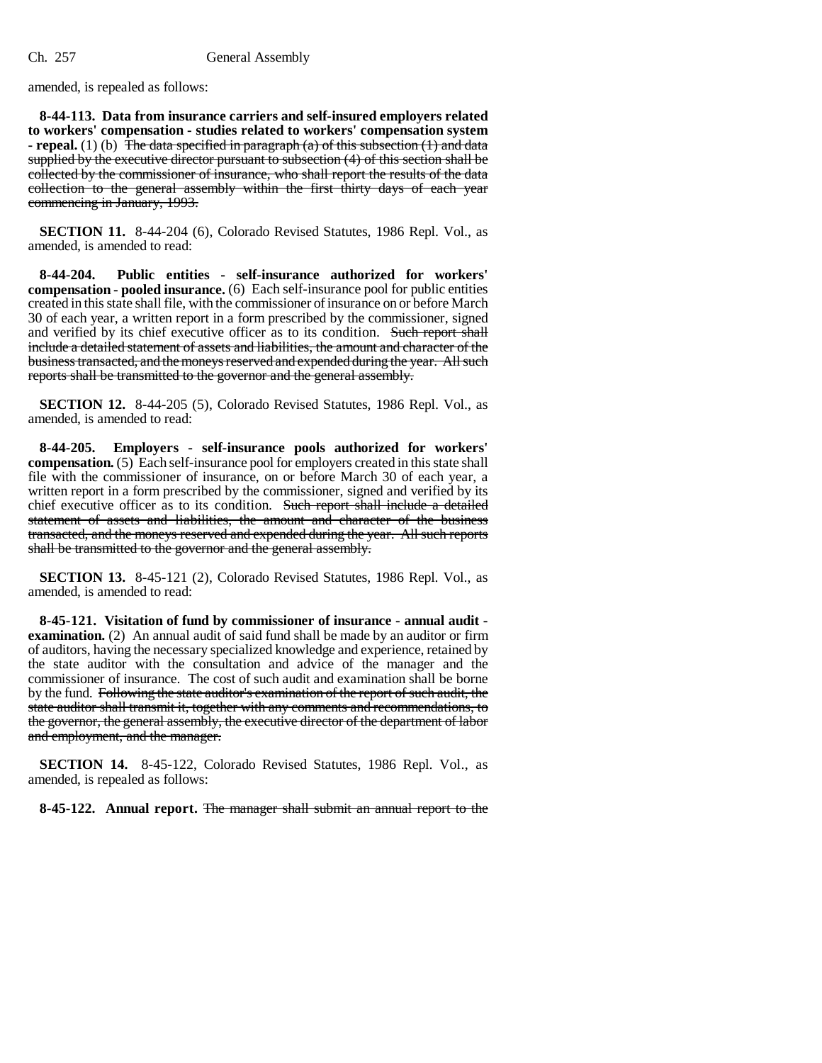amended, is repealed as follows:

**8-44-113. Data from insurance carriers and self-insured employers related to workers' compensation - studies related to workers' compensation system - repeal.** (1) (b) ~~The data specified in paragraph (a) of this subsection (1) and data supplied by the executive director pursuant to subsection (4) of this section shall be collected by the commissioner of insurance, who shall report the results of the data collection to the general assembly within the first thirty days of each year commencing in January, 1993.~~

**SECTION 11.** 8-44-204 (6), Colorado Revised Statutes, 1986 Repl. Vol., as amended, is amended to read:

**8-44-204. Public entities - self-insurance authorized for workers' compensation - pooled insurance.** (6) Each self-insurance pool for public entities created in this state shall file, with the commissioner of insurance on or before March 30 of each year, a written report in a form prescribed by the commissioner, signed and verified by its chief executive officer as to its condition. ~~Such report shall include a detailed statement of assets and liabilities, the amount and character of the business transacted, and the moneys reserved and expended during the year. All such reports shall be transmitted to the governor and the general assembly.~~

**SECTION 12.** 8-44-205 (5), Colorado Revised Statutes, 1986 Repl. Vol., as amended, is amended to read:

**8-44-205. Employers - self-insurance pools authorized for workers' compensation.** (5) Each self-insurance pool for employers created in this state shall file with the commissioner of insurance, on or before March 30 of each year, a written report in a form prescribed by the commissioner, signed and verified by its chief executive officer as to its condition. ~~Such report shall include a detailed statement of assets and liabilities, the amount and character of the business transacted, and the moneys reserved and expended during the year. All such reports shall be transmitted to the governor and the general assembly.~~

**SECTION 13.** 8-45-121 (2), Colorado Revised Statutes, 1986 Repl. Vol., as amended, is amended to read:

**8-45-121. Visitation of fund by commissioner of insurance - annual audit - examination.** (2) An annual audit of said fund shall be made by an auditor or firm of auditors, having the necessary specialized knowledge and experience, retained by the state auditor with the consultation and advice of the manager and the commissioner of insurance. The cost of such audit and examination shall be borne by the fund. ~~Following the state auditor's examination of the report of such audit, the state auditor shall transmit it, together with any comments and recommendations, to the governor, the general assembly, the executive director of the department of labor and employment, and the manager.~~

**SECTION 14.** 8-45-122, Colorado Revised Statutes, 1986 Repl. Vol., as amended, is repealed as follows:

**8-45-122. Annual report.** ~~The manager shall submit an annual report to the~~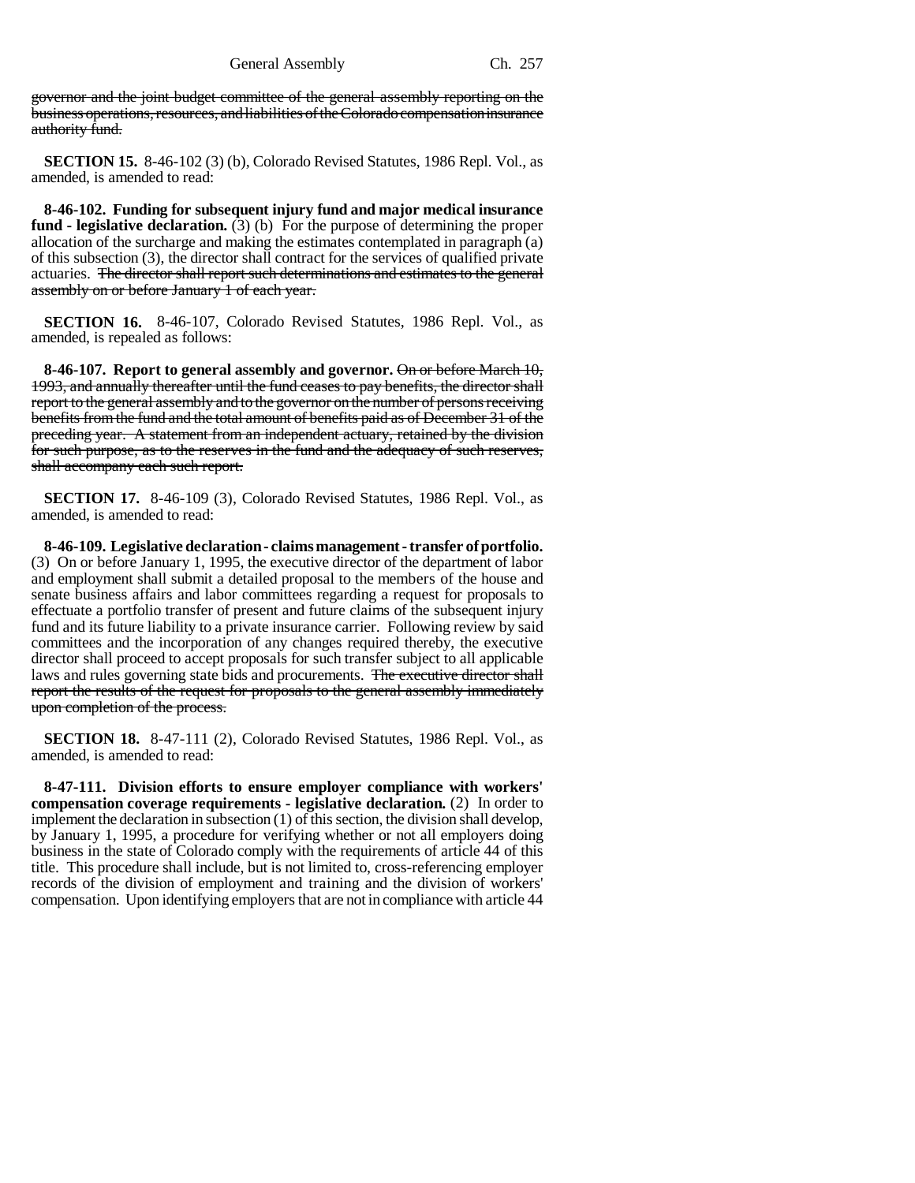governor and the joint budget committee of the general assembly reporting on the business operations, resources, and liabilities of the Colorado compensation insurance authority fund.

**SECTION 15.** 8-46-102 (3) (b), Colorado Revised Statutes, 1986 Repl. Vol., as amended, is amended to read:

**8-46-102. Funding for subsequent injury fund and major medical insurance fund - legislative declaration.** (3) (b) For the purpose of determining the proper allocation of the surcharge and making the estimates contemplated in paragraph (a) of this subsection (3), the director shall contract for the services of qualified private actuaries. The director shall report such determinations and estimates to the general assembly on or before January 1 of each year.

**SECTION 16.** 8-46-107, Colorado Revised Statutes, 1986 Repl. Vol., as amended, is repealed as follows:

**8-46-107. Report to general assembly and governor.** On or before March 10, 1993, and annually thereafter until the fund ceases to pay benefits, the director shall report to the general assembly and to the governor on the number of persons receiving benefits from the fund and the total amount of benefits paid as of December 31 of the preceding year. A statement from an independent actuary, retained by the division for such purpose, as to the reserves in the fund and the adequacy of such reserves, shall accompany each such report.

**SECTION 17.** 8-46-109 (3), Colorado Revised Statutes, 1986 Repl. Vol., as amended, is amended to read:

**8-46-109. Legislative declaration - claims management - transfer of portfolio.** (3) On or before January 1, 1995, the executive director of the department of labor and employment shall submit a detailed proposal to the members of the house and senate business affairs and labor committees regarding a request for proposals to effectuate a portfolio transfer of present and future claims of the subsequent injury fund and its future liability to a private insurance carrier. Following review by said committees and the incorporation of any changes required thereby, the executive director shall proceed to accept proposals for such transfer subject to all applicable laws and rules governing state bids and procurements. The executive director shall report the results of the request for proposals to the general assembly immediately upon completion of the process.

**SECTION 18.** 8-47-111 (2), Colorado Revised Statutes, 1986 Repl. Vol., as amended, is amended to read:

**8-47-111. Division efforts to ensure employer compliance with workers' compensation coverage requirements - legislative declaration.** (2) In order to implement the declaration in subsection (1) of this section, the division shall develop, by January 1, 1995, a procedure for verifying whether or not all employers doing business in the state of Colorado comply with the requirements of article 44 of this title. This procedure shall include, but is not limited to, cross-referencing employer records of the division of employment and training and the division of workers' compensation. Upon identifying employers that are not in compliance with article 44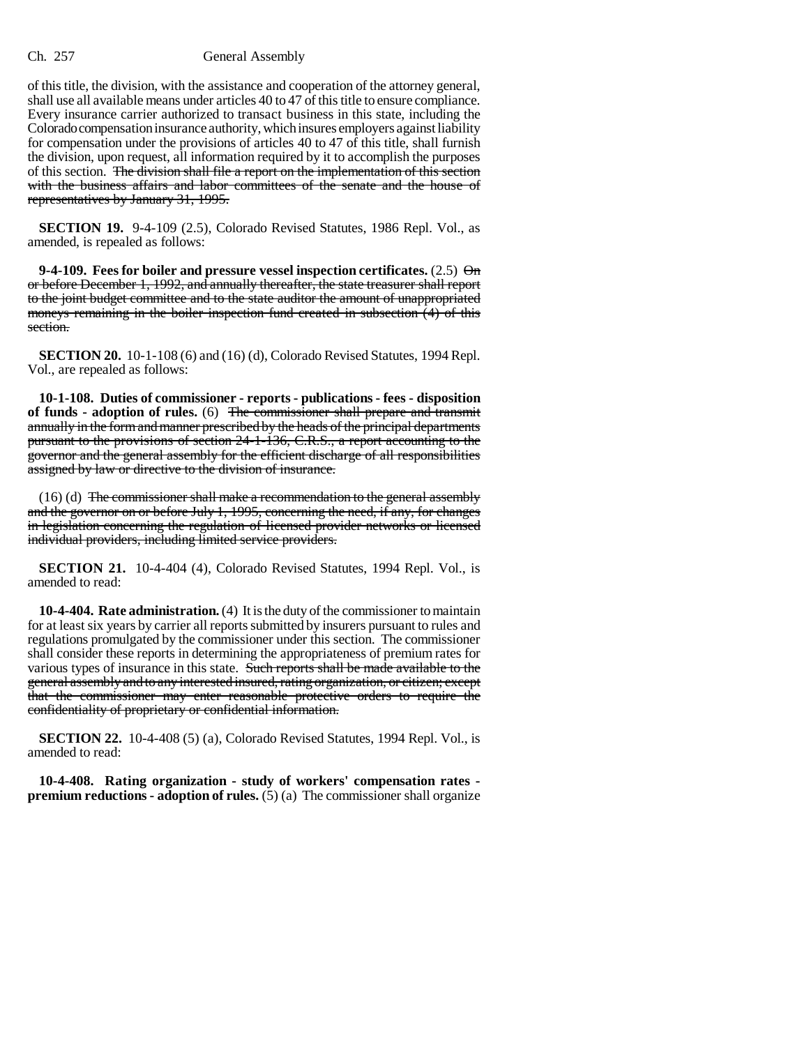of this title, the division, with the assistance and cooperation of the attorney general, shall use all available means under articles 40 to 47 of this title to ensure compliance. Every insurance carrier authorized to transact business in this state, including the Colorado compensation insurance authority, which insures employers against liability for compensation under the provisions of articles 40 to 47 of this title, shall furnish the division, upon request, all information required by it to accomplish the purposes of this section. ~~The division shall file a report on the implementation of this section with the business affairs and labor committees of the senate and the house of representatives by January 31, 1995.~~

**SECTION 19.** 9-4-109 (2.5), Colorado Revised Statutes, 1986 Repl. Vol., as amended, is repealed as follows:

**9-4-109. Fees for boiler and pressure vessel inspection certificates.** (2.5) ~~On or before December 1, 1992, and annually thereafter, the state treasurer shall report to the joint budget committee and to the state auditor the amount of unappropriated moneys remaining in the boiler inspection fund created in subsection (4) of this section.~~

**SECTION 20.** 10-1-108 (6) and (16) (d), Colorado Revised Statutes, 1994 Repl. Vol., are repealed as follows:

**10-1-108. Duties of commissioner - reports - publications - fees - disposition of funds - adoption of rules.** (6) ~~The commissioner shall prepare and transmit annually in the form and manner prescribed by the heads of the principal departments pursuant to the provisions of section 24-1-136, C.R.S., a report accounting to the governor and the general assembly for the efficient discharge of all responsibilities assigned by law or directive to the division of insurance.~~

(16) (d) ~~The commissioner shall make a recommendation to the general assembly and the governor on or before July 1, 1995, concerning the need, if any, for changes in legislation concerning the regulation of licensed provider networks or licensed individual providers, including limited service providers.~~

**SECTION 21.** 10-4-404 (4), Colorado Revised Statutes, 1994 Repl. Vol., is amended to read:

**10-4-404. Rate administration.** (4) It is the duty of the commissioner to maintain for at least six years by carrier all reports submitted by insurers pursuant to rules and regulations promulgated by the commissioner under this section. The commissioner shall consider these reports in determining the appropriateness of premium rates for various types of insurance in this state. ~~Such reports shall be made available to the general assembly and to any interested insured, rating organization, or citizen; except that the commissioner may enter reasonable protective orders to require the confidentiality of proprietary or confidential information.~~

**SECTION 22.** 10-4-408 (5) (a), Colorado Revised Statutes, 1994 Repl. Vol., is amended to read:

**10-4-408. Rating organization - study of workers' compensation rates - premium reductions - adoption of rules.** (5) (a) The commissioner shall organize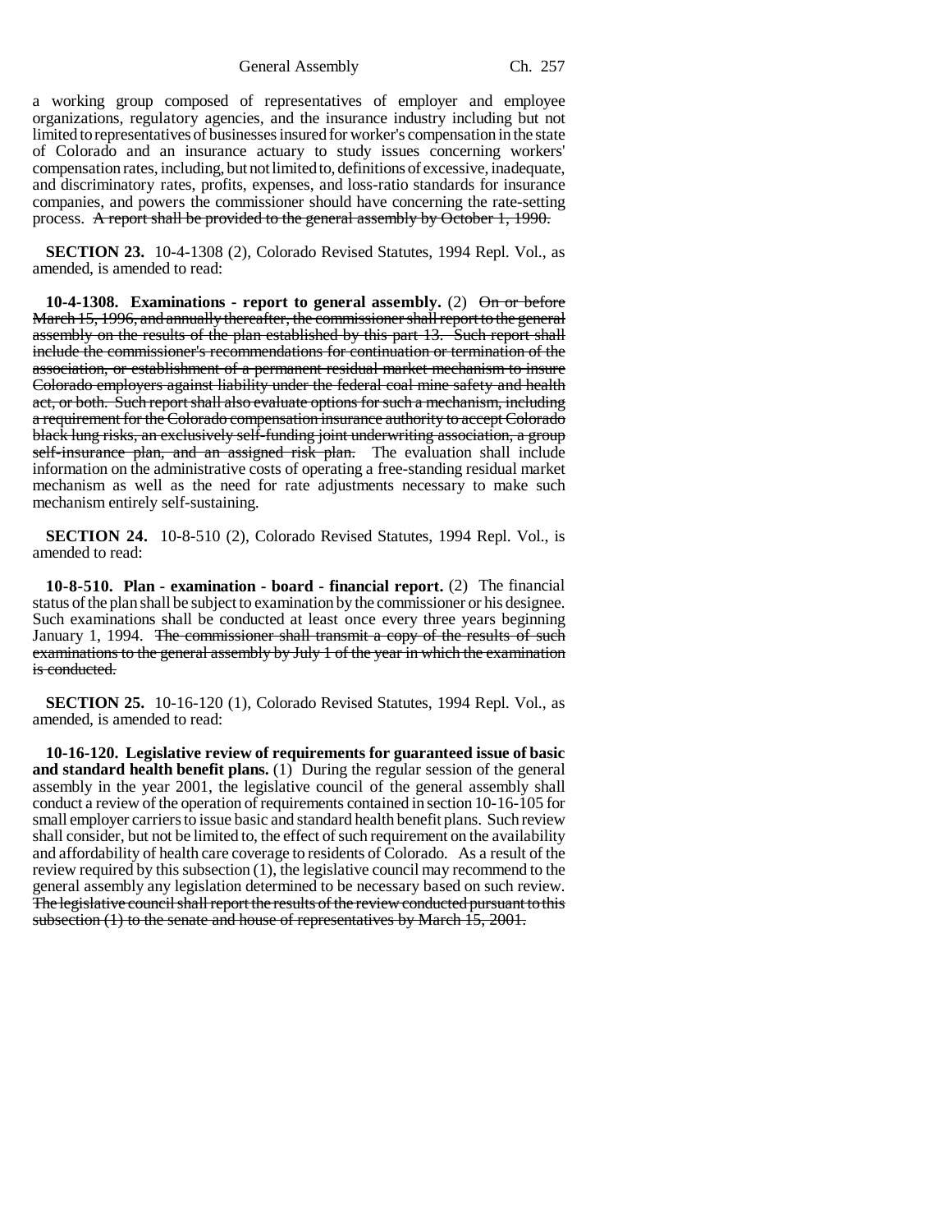a working group composed of representatives of employer and employee organizations, regulatory agencies, and the insurance industry including but not limited to representatives of businesses insured for worker's compensation in the state of Colorado and an insurance actuary to study issues concerning workers' compensation rates, including, but not limited to, definitions of excessive, inadequate, and discriminatory rates, profits, expenses, and loss-ratio standards for insurance companies, and powers the commissioner should have concerning the rate-setting process. ~~A report shall be provided to the general assembly by October 1, 1990.~~

**SECTION 23.** 10-4-1308 (2), Colorado Revised Statutes, 1994 Repl. Vol., as amended, is amended to read:

**10-4-1308. Examinations - report to general assembly.** (2) ~~On or before March 15, 1996, and annually thereafter, the commissioner shall report to the general assembly on the results of the plan established by this part 13. Such report shall include the commissioner's recommendations for continuation or termination of the association, or establishment of a permanent residual market mechanism to insure Colorado employers against liability under the federal coal mine safety and health act, or both. Such report shall also evaluate options for such a mechanism, including a requirement for the Colorado compensation insurance authority to accept Colorado black lung risks, an exclusively self-funding joint underwriting association, a group self-insurance plan, and an assigned risk plan.~~ The evaluation shall include information on the administrative costs of operating a free-standing residual market mechanism as well as the need for rate adjustments necessary to make such mechanism entirely self-sustaining.

**SECTION 24.** 10-8-510 (2), Colorado Revised Statutes, 1994 Repl. Vol., is amended to read:

**10-8-510. Plan - examination - board - financial report.** (2) The financial status of the plan shall be subject to examination by the commissioner or his designee. Such examinations shall be conducted at least once every three years beginning January 1, 1994. ~~The commissioner shall transmit a copy of the results of such examinations to the general assembly by July 1 of the year in which the examination is conducted.~~

**SECTION 25.** 10-16-120 (1), Colorado Revised Statutes, 1994 Repl. Vol., as amended, is amended to read:

**10-16-120. Legislative review of requirements for guaranteed issue of basic and standard health benefit plans.** (1) During the regular session of the general assembly in the year 2001, the legislative council of the general assembly shall conduct a review of the operation of requirements contained in section 10-16-105 for small employer carriers to issue basic and standard health benefit plans. Such review shall consider, but not be limited to, the effect of such requirement on the availability and affordability of health care coverage to residents of Colorado. As a result of the review required by this subsection (1), the legislative council may recommend to the general assembly any legislation determined to be necessary based on such review. ~~The legislative council shall report the results of the review conducted pursuant to this subsection (1) to the senate and house of representatives by March 15, 2001.~~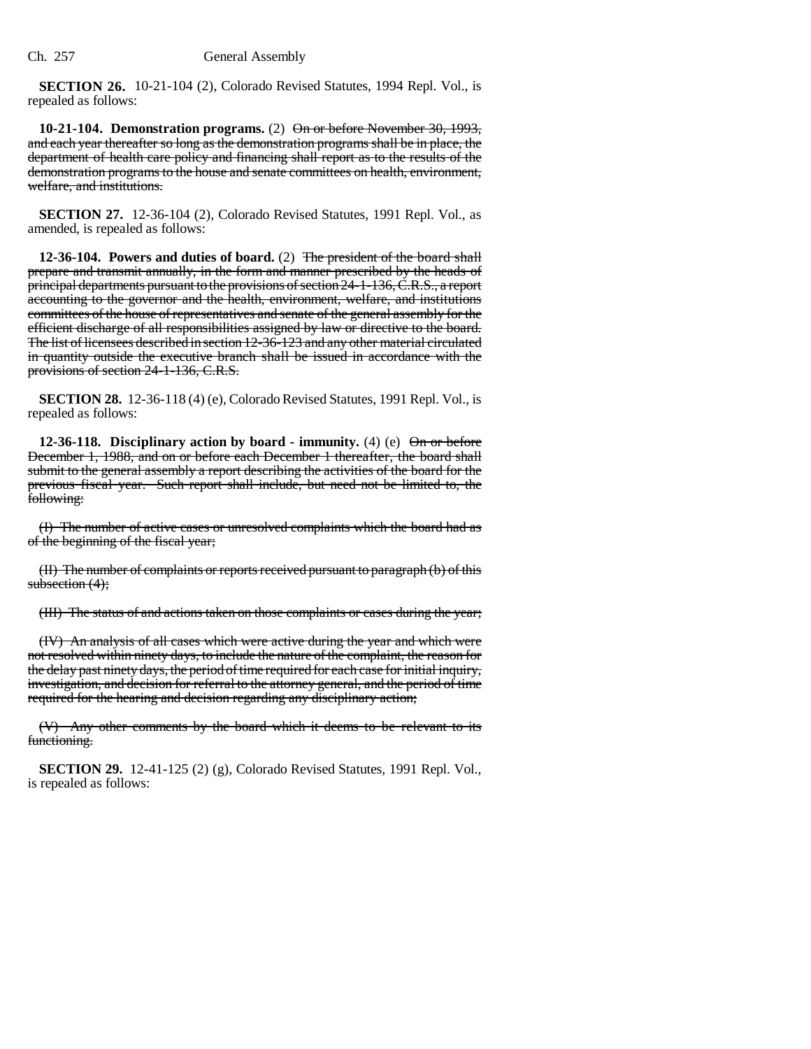**SECTION 26.** 10-21-104 (2), Colorado Revised Statutes, 1994 Repl. Vol., is repealed as follows:

**10-21-104. Demonstration programs.** (2) ~~On or before November 30, 1993, and each year thereafter so long as the demonstration programs shall be in place, the department of health care policy and financing shall report as to the results of the demonstration programs to the house and senate committees on health, environment, welfare, and institutions.~~

**SECTION 27.** 12-36-104 (2), Colorado Revised Statutes, 1991 Repl. Vol., as amended, is repealed as follows:

**12-36-104. Powers and duties of board.** (2) ~~The president of the board shall prepare and transmit annually, in the form and manner prescribed by the heads of principal departments pursuant to the provisions of section 24-1-136, C.R.S., a report accounting to the governor and the health, environment, welfare, and institutions committees of the house of representatives and senate of the general assembly for the efficient discharge of all responsibilities assigned by law or directive to the board. The list of licensees described in section 12-36-123 and any other material circulated in quantity outside the executive branch shall be issued in accordance with the provisions of section 24-1-136, C.R.S.~~

**SECTION 28.** 12-36-118 (4) (e), Colorado Revised Statutes, 1991 Repl. Vol., is repealed as follows:

**12-36-118. Disciplinary action by board - immunity.** (4) (e) ~~On or before December 1, 1988, and on or before each December 1 thereafter, the board shall submit to the general assembly a report describing the activities of the board for the previous fiscal year. Such report shall include, but need not be limited to, the following:~~

~~(I) The number of active cases or unresolved complaints which the board had as of the beginning of the fiscal year;~~

~~(II) The number of complaints or reports received pursuant to paragraph (b) of this subsection (4);~~

~~(III) The status of and actions taken on those complaints or cases during the year;~~

~~(IV) An analysis of all cases which were active during the year and which were not resolved within ninety days, to include the nature of the complaint, the reason for the delay past ninety days, the period of time required for each case for initial inquiry, investigation, and decision for referral to the attorney general, and the period of time required for the hearing and decision regarding any disciplinary action;~~

~~(V) Any other comments by the board which it deems to be relevant to its functioning.~~

**SECTION 29.** 12-41-125 (2) (g), Colorado Revised Statutes, 1991 Repl. Vol., is repealed as follows: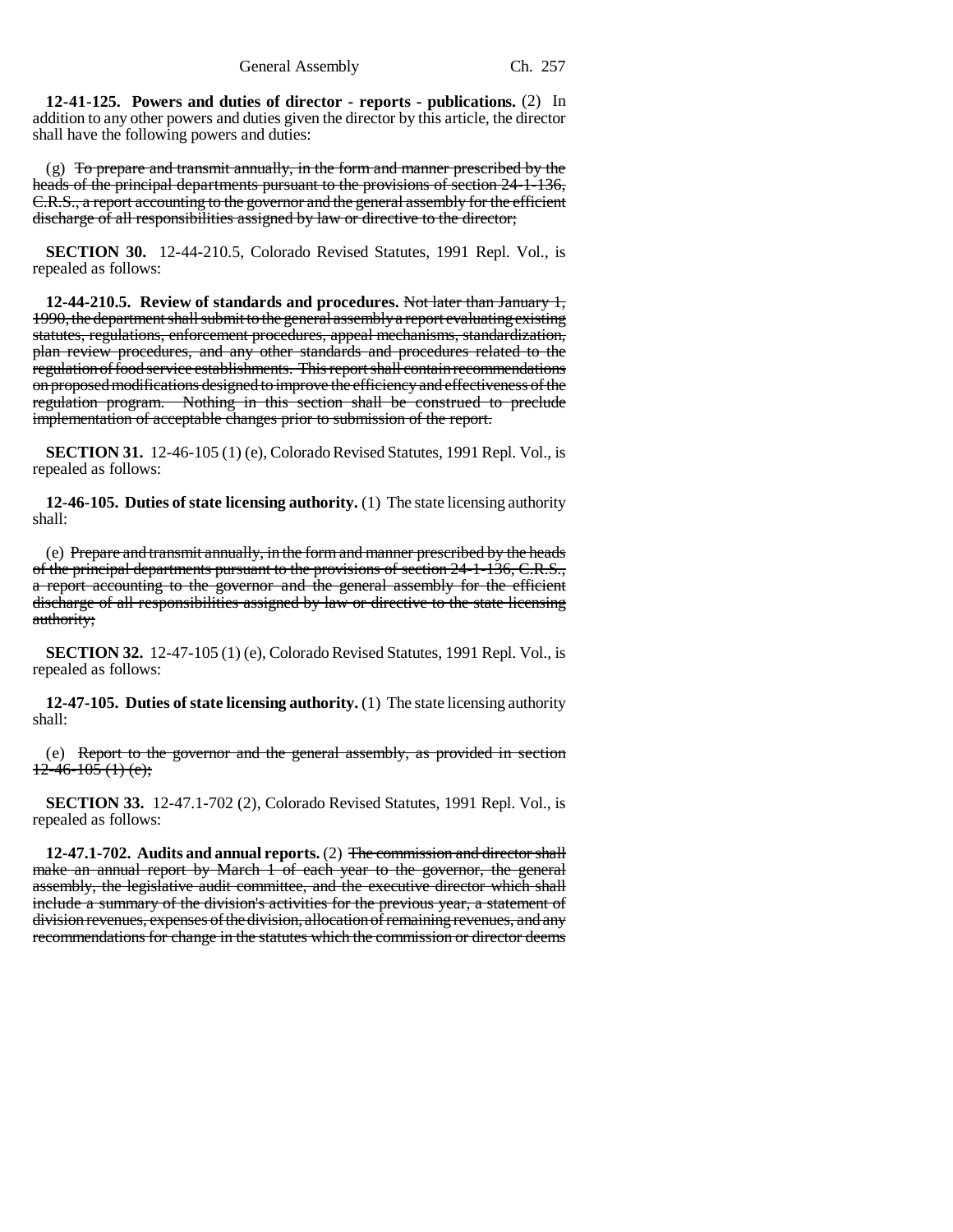**12-41-125. Powers and duties of director - reports - publications.** (2) In addition to any other powers and duties given the director by this article, the director shall have the following powers and duties:

(g) ~~To prepare and transmit annually, in the form and manner prescribed by the heads of the principal departments pursuant to the provisions of section 24-1-136, C.R.S., a report accounting to the governor and the general assembly for the efficient discharge of all responsibilities assigned by law or directive to the director;~~

**SECTION 30.** 12-44-210.5, Colorado Revised Statutes, 1991 Repl. Vol., is repealed as follows:

**12-44-210.5. Review of standards and procedures.** ~~Not later than January 1, 1990, the department shall submit to the general assembly a report evaluating existing statutes, regulations, enforcement procedures, appeal mechanisms, standardization, plan review procedures, and any other standards and procedures related to the regulation of food service establishments. This report shall contain recommendations on proposed modifications designed to improve the efficiency and effectiveness of the regulation program. Nothing in this section shall be construed to preclude implementation of acceptable changes prior to submission of the report.~~

**SECTION 31.** 12-46-105 (1) (e), Colorado Revised Statutes, 1991 Repl. Vol., is repealed as follows:

**12-46-105. Duties of state licensing authority.** (1) The state licensing authority shall:

(e) ~~Prepare and transmit annually, in the form and manner prescribed by the heads of the principal departments pursuant to the provisions of section 24-1-136, C.R.S., a report accounting to the governor and the general assembly for the efficient discharge of all responsibilities assigned by law or directive to the state licensing authority;~~

**SECTION 32.** 12-47-105 (1) (e), Colorado Revised Statutes, 1991 Repl. Vol., is repealed as follows:

**12-47-105. Duties of state licensing authority.** (1) The state licensing authority shall:

(e) ~~Report to the governor and the general assembly, as provided in section 12-46-105 (1) (e);~~

**SECTION 33.** 12-47.1-702 (2), Colorado Revised Statutes, 1991 Repl. Vol., is repealed as follows:

**12-47.1-702. Audits and annual reports.** (2) ~~The commission and director shall make an annual report by March 1 of each year to the governor, the general assembly, the legislative audit committee, and the executive director which shall include a summary of the division's activities for the previous year, a statement of division revenues, expenses of the division, allocation of remaining revenues, and any recommendations for change in the statutes which the commission or director deems~~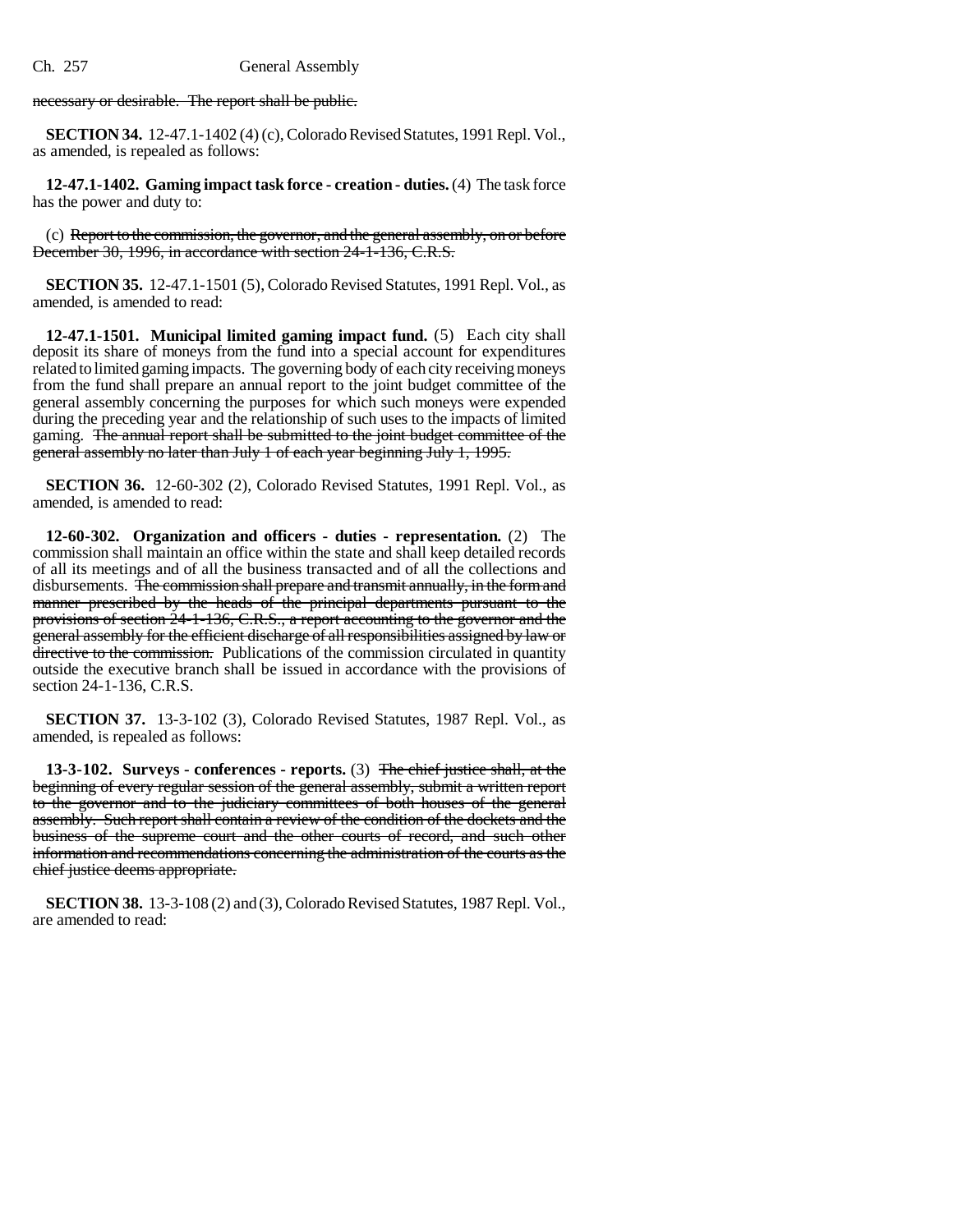necessary or desirable. The report shall be public.

**SECTION 34.** 12-47.1-1402 (4) (c), Colorado Revised Statutes, 1991 Repl. Vol., as amended, is repealed as follows:

**12-47.1-1402. Gaming impact task force - creation - duties.** (4) The task force has the power and duty to:

(c) ~~Report to the commission, the governor, and the general assembly, on or before December 30, 1996, in accordance with section 24-1-136, C.R.S.~~

**SECTION 35.** 12-47.1-1501 (5), Colorado Revised Statutes, 1991 Repl. Vol., as amended, is amended to read:

**12-47.1-1501. Municipal limited gaming impact fund.** (5) Each city shall deposit its share of moneys from the fund into a special account for expenditures related to limited gaming impacts. The governing body of each city receiving moneys from the fund shall prepare an annual report to the joint budget committee of the general assembly concerning the purposes for which such moneys were expended during the preceding year and the relationship of such uses to the impacts of limited gaming. ~~The annual report shall be submitted to the joint budget committee of the general assembly no later than July 1 of each year beginning July 1, 1995.~~

**SECTION 36.** 12-60-302 (2), Colorado Revised Statutes, 1991 Repl. Vol., as amended, is amended to read:

**12-60-302. Organization and officers - duties - representation.** (2) The commission shall maintain an office within the state and shall keep detailed records of all its meetings and of all the business transacted and of all the collections and disbursements. ~~The commission shall prepare and transmit annually, in the form and manner prescribed by the heads of the principal departments pursuant to the provisions of section 24-1-136, C.R.S., a report accounting to the governor and the general assembly for the efficient discharge of all responsibilities assigned by law or directive to the commission.~~ Publications of the commission circulated in quantity outside the executive branch shall be issued in accordance with the provisions of section 24-1-136, C.R.S.

**SECTION 37.** 13-3-102 (3), Colorado Revised Statutes, 1987 Repl. Vol., as amended, is repealed as follows:

**13-3-102. Surveys - conferences - reports.** (3) ~~The chief justice shall, at the beginning of every regular session of the general assembly, submit a written report to the governor and to the judiciary committees of both houses of the general assembly. Such report shall contain a review of the condition of the dockets and the business of the supreme court and the other courts of record, and such other information and recommendations concerning the administration of the courts as the chief justice deems appropriate.~~

**SECTION 38.** 13-3-108 (2) and (3), Colorado Revised Statutes, 1987 Repl. Vol., are amended to read: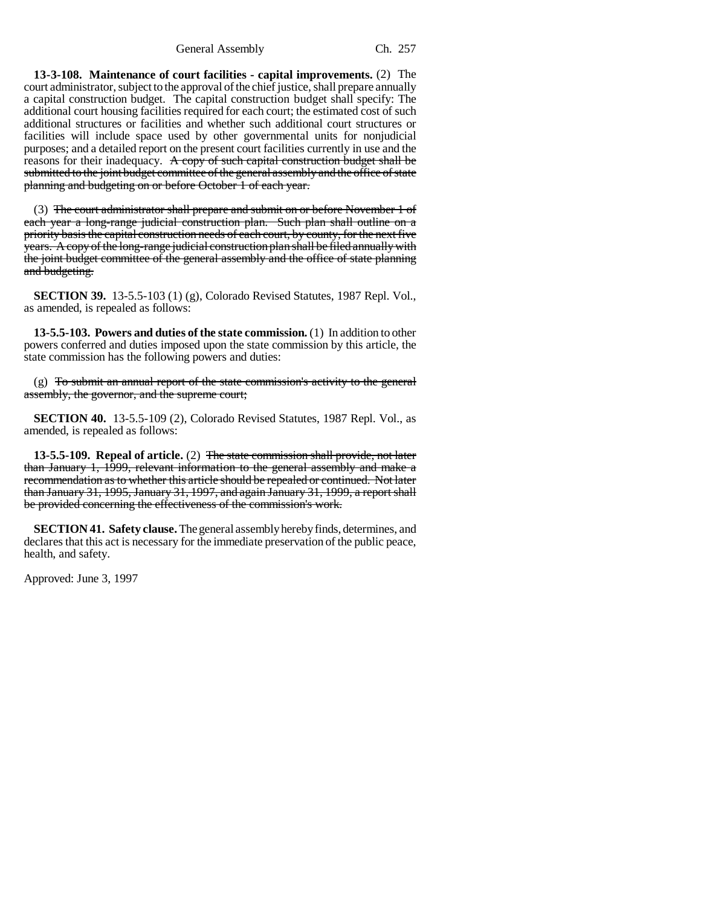**13-3-108. Maintenance of court facilities - capital improvements.** (2) The court administrator, subject to the approval of the chief justice, shall prepare annually a capital construction budget. The capital construction budget shall specify: The additional court housing facilities required for each court; the estimated cost of such additional structures or facilities and whether such additional court structures or facilities will include space used by other governmental units for nonjudicial purposes; and a detailed report on the present court facilities currently in use and the reasons for their inadequacy. ~~A copy of such capital construction budget shall be submitted to the joint budget committee of the general assembly and the office of state planning and budgeting on or before October 1 of each year.~~

(3) ~~The court administrator shall prepare and submit on or before November 1 of each year a long-range judicial construction plan. Such plan shall outline on a priority basis the capital construction needs of each court, by county, for the next five years. A copy of the long-range judicial construction plan shall be filed annually with the joint budget committee of the general assembly and the office of state planning and budgeting.~~

**SECTION 39.** 13-5.5-103 (1) (g), Colorado Revised Statutes, 1987 Repl. Vol., as amended, is repealed as follows:

**13-5.5-103. Powers and duties of the state commission.** (1) In addition to other powers conferred and duties imposed upon the state commission by this article, the state commission has the following powers and duties:

(g) ~~To submit an annual report of the state commission's activity to the general assembly, the governor, and the supreme court;~~

**SECTION 40.** 13-5.5-109 (2), Colorado Revised Statutes, 1987 Repl. Vol., as amended, is repealed as follows:

**13-5.5-109. Repeal of article.** (2) ~~The state commission shall provide, not later than January 1, 1999, relevant information to the general assembly and make a recommendation as to whether this article should be repealed or continued. Not later than January 31, 1995, January 31, 1997, and again January 31, 1999, a report shall be provided concerning the effectiveness of the commission's work.~~

**SECTION 41. Safety clause.** The general assembly hereby finds, determines, and declares that this act is necessary for the immediate preservation of the public peace, health, and safety.

Approved: June 3, 1997